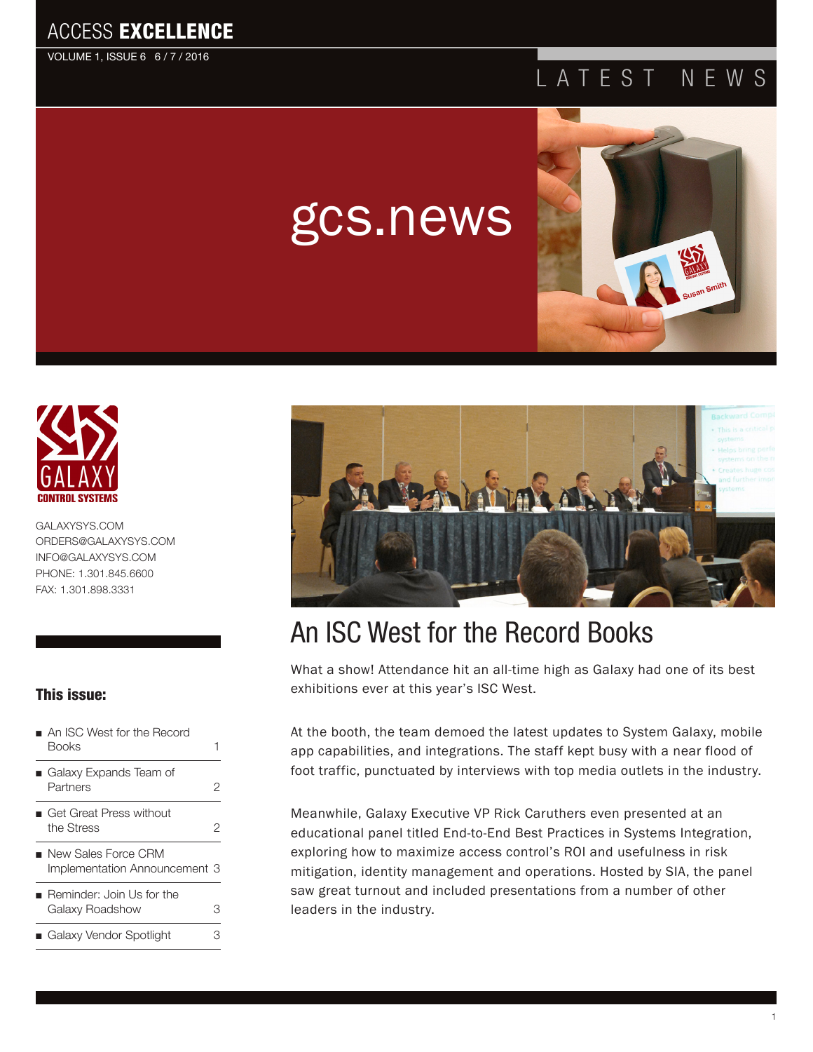# ACCESS EXCELLENCE

VOLUME 1, ISSUE 6 6 / 7 / 2016

LATEST NEWS

gcs.news

GALAXY CONTROL SYSTEMS

GALAXYSYS.COM
ORDERS@GALAXYSYS.COM
INFO@GALAXYSYS.COM
PHONE: 1.301.845.6600
FAX: 1.301.898.3331

### This issue:

- An ISC West for the Record Books — 1
- Galaxy Expands Team of Partners — 2
- Get Great Press without the Stress — 2
- New Sales Force CRM Implementation Announcement — 3
- Reminder: Join Us for the Galaxy Roadshow — 3
- Galaxy Vendor Spotlight — 3

## An ISC West for the Record Books

What a show! Attendance hit an all-time high as Galaxy had one of its best exhibitions ever at this year's ISC West.

At the booth, the team demoed the latest updates to System Galaxy, mobile app capabilities, and integrations. The staff kept busy with a near flood of foot traffic, punctuated by interviews with top media outlets in the industry.

Meanwhile, Galaxy Executive VP Rick Caruthers even presented at an educational panel titled End-to-End Best Practices in Systems Integration, exploring how to maximize access control's ROI and usefulness in risk mitigation, identity management and operations. Hosted by SIA, the panel saw great turnout and included presentations from a number of other leaders in the industry.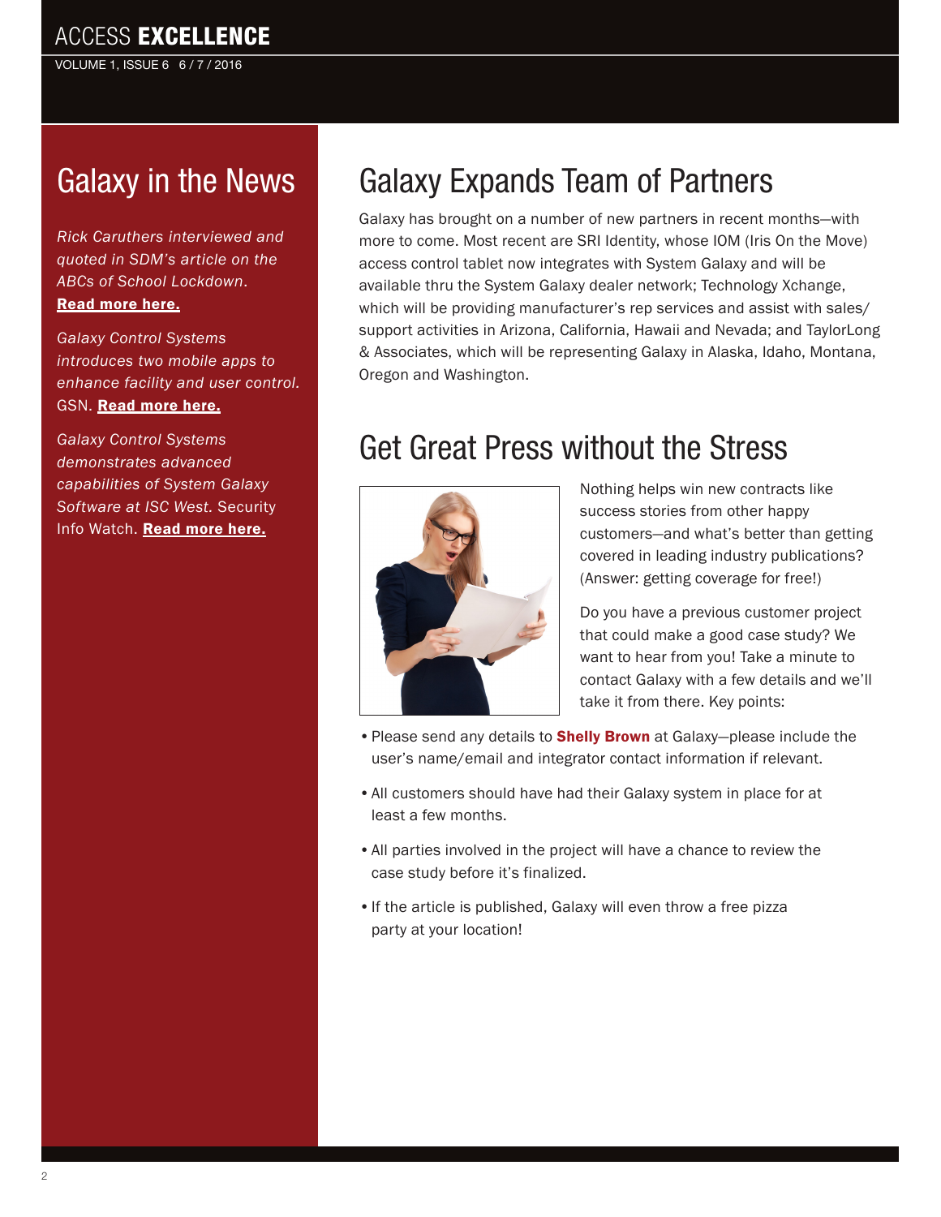# Galaxy in the News

*Rick Caruthers interviewed and quoted in SDM's article on the ABCs of School Lockdown.* **Read more here.**

*Galaxy Control Systems introduces two mobile apps to enhance facility and user control.* GSN. **Read more here.**

*Galaxy Control Systems demonstrates advanced capabilities of System Galaxy Software at ISC West.* Security Info Watch. **Read more here.**

# Galaxy Expands Team of Partners

Galaxy has brought on a number of new partners in recent months—with more to come. Most recent are SRI Identity, whose IOM (Iris On the Move) access control tablet now integrates with System Galaxy and will be available thru the System Galaxy dealer network; Technology Xchange, which will be providing manufacturer's rep services and assist with sales/support activities in Arizona, California, Hawaii and Nevada; and TaylorLong & Associates, which will be representing Galaxy in Alaska, Idaho, Montana, Oregon and Washington.

# Get Great Press without the Stress

Nothing helps win new contracts like success stories from other happy customers—and what's better than getting covered in leading industry publications? (Answer: getting coverage for free!)

Do you have a previous customer project that could make a good case study? We want to hear from you! Take a minute to contact Galaxy with a few details and we'll take it from there. Key points:

- Please send any details to **Shelly Brown** at Galaxy—please include the user's name/email and integrator contact information if relevant.
- All customers should have had their Galaxy system in place for at least a few months.
- All parties involved in the project will have a chance to review the case study before it's finalized.
- If the article is published, Galaxy will even throw a free pizza party at your location!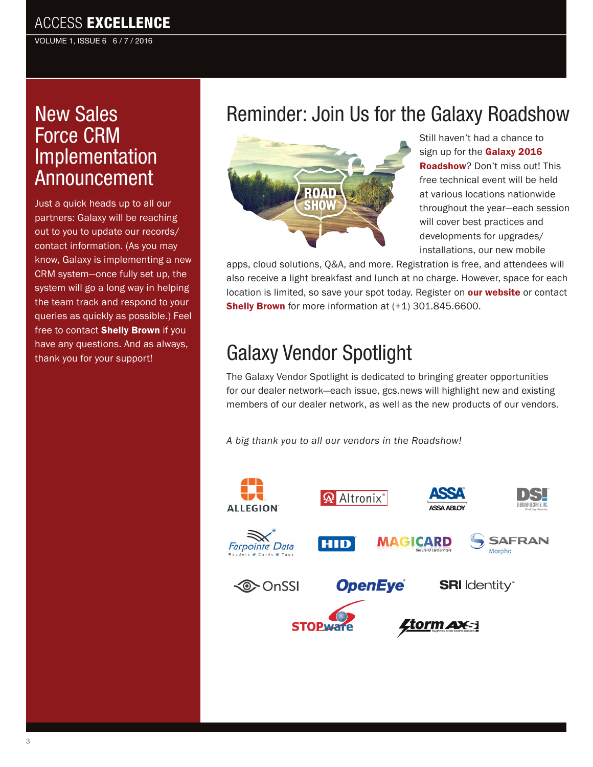## New Sales Force CRM Implementation Announcement

Just a quick heads up to all our partners: Galaxy will be reaching out to you to update our records/contact information. (As you may know, Galaxy is implementing a new CRM system—once fully set up, the system will go a long way in helping the team track and respond to your queries as quickly as possible.) Feel free to contact **Shelly Brown** if you have any questions. And as always, thank you for your support!

## Reminder: Join Us for the Galaxy Roadshow

Still haven't had a chance to sign up for the **Galaxy 2016 Roadshow**? Don't miss out! This free technical event will be held at various locations nationwide throughout the year—each session will cover best practices and developments for upgrades/installations, our new mobile apps, cloud solutions, Q&A, and more. Registration is free, and attendees will also receive a light breakfast and lunch at no charge. However, space for each location is limited, so save your spot today. Register on **our website** or contact **Shelly Brown** for more information at (+1) 301.845.6600.

## Galaxy Vendor Spotlight

The Galaxy Vendor Spotlight is dedicated to bringing greater opportunities for our dealer network—each issue, gcs.news will highlight new and existing members of our dealer network, as well as the new products of our vendors.

*A big thank you to all our vendors in the Roadshow!*

ALLEGION, Altronix, ASSA ABLOY, DSI Designed Security, Inc., Farpointe Data, HID, MAGICARD, SAFRAN Morpho, OnSSI, OpenEye, SRI Identity, STOPware, Storm AXS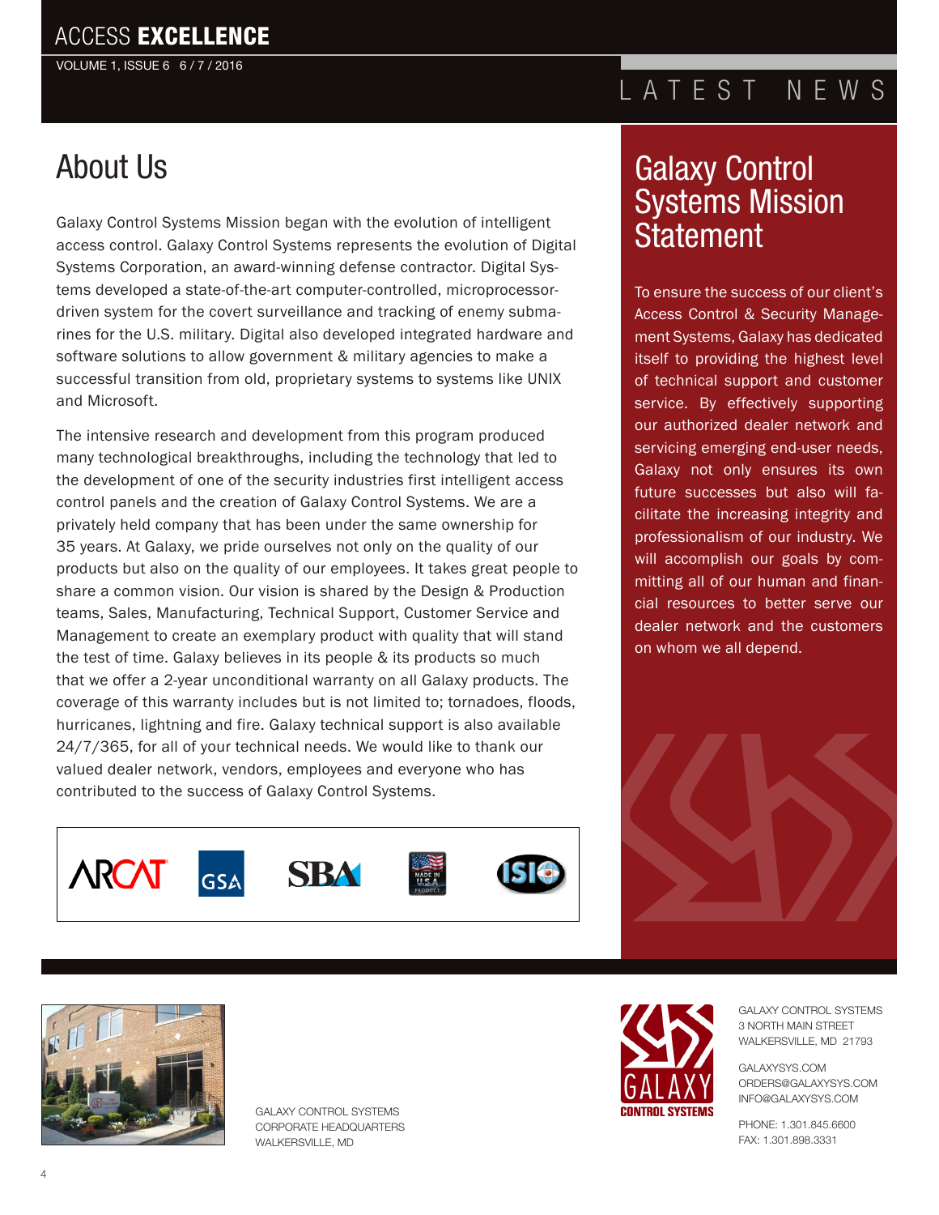# ACCESS EXCELLENCE

## About Us

Galaxy Control Systems Mission began with the evolution of intelligent access control. Galaxy Control Systems represents the evolution of Digital Systems Corporation, an award-winning defense contractor. Digital Systems developed a state-of-the-art computer-controlled, microprocessor-driven system for the covert surveillance and tracking of enemy submarines for the U.S. military. Digital also developed integrated hardware and software solutions to allow government & military agencies to make a successful transition from old, proprietary systems to systems like UNIX and Microsoft.

The intensive research and development from this program produced many technological breakthroughs, including the technology that led to the development of one of the security industries first intelligent access control panels and the creation of Galaxy Control Systems. We are a privately held company that has been under the same ownership for 35 years. At Galaxy, we pride ourselves not only on the quality of our products but also on the quality of our employees. It takes great people to share a common vision. Our vision is shared by the Design & Production teams, Sales, Manufacturing, Technical Support, Customer Service and Management to create an exemplary product with quality that will stand the test of time. Galaxy believes in its people & its products so much that we offer a 2-year unconditional warranty on all Galaxy products. The coverage of this warranty includes but is not limited to; tornadoes, floods, hurricanes, lightning and fire. Galaxy technical support is also available 24/7/365, for all of your technical needs. We would like to thank our valued dealer network, vendors, employees and everyone who has contributed to the success of Galaxy Control Systems.

ARCAT GSA SBA MADE IN U.S.A. PRODUCT ISI

## LATEST NEWS

### Galaxy Control Systems Mission Statement

To ensure the success of our client's Access Control & Security Management Systems, Galaxy has dedicated itself to providing the highest level of technical support and customer service. By effectively supporting our authorized dealer network and servicing emerging end-user needs, Galaxy not only ensures its own future successes but also will facilitate the increasing integrity and professionalism of our industry. We will accomplish our goals by committing all of our human and financial resources to better serve our dealer network and the customers on whom we all depend.

GALAXY CONTROL SYSTEMS
CORPORATE HEADQUARTERS
WALKERSVILLE, MD

GALAXY
CONTROL SYSTEMS

GALAXY CONTROL SYSTEMS
3 NORTH MAIN STREET
WALKERSVILLE, MD 21793

GALAXYSYS.COM
ORDERS@GALAXYSYS.COM
INFO@GALAXYSYS.COM

PHONE: 1.301.845.6600
FAX: 1.301.898.3331